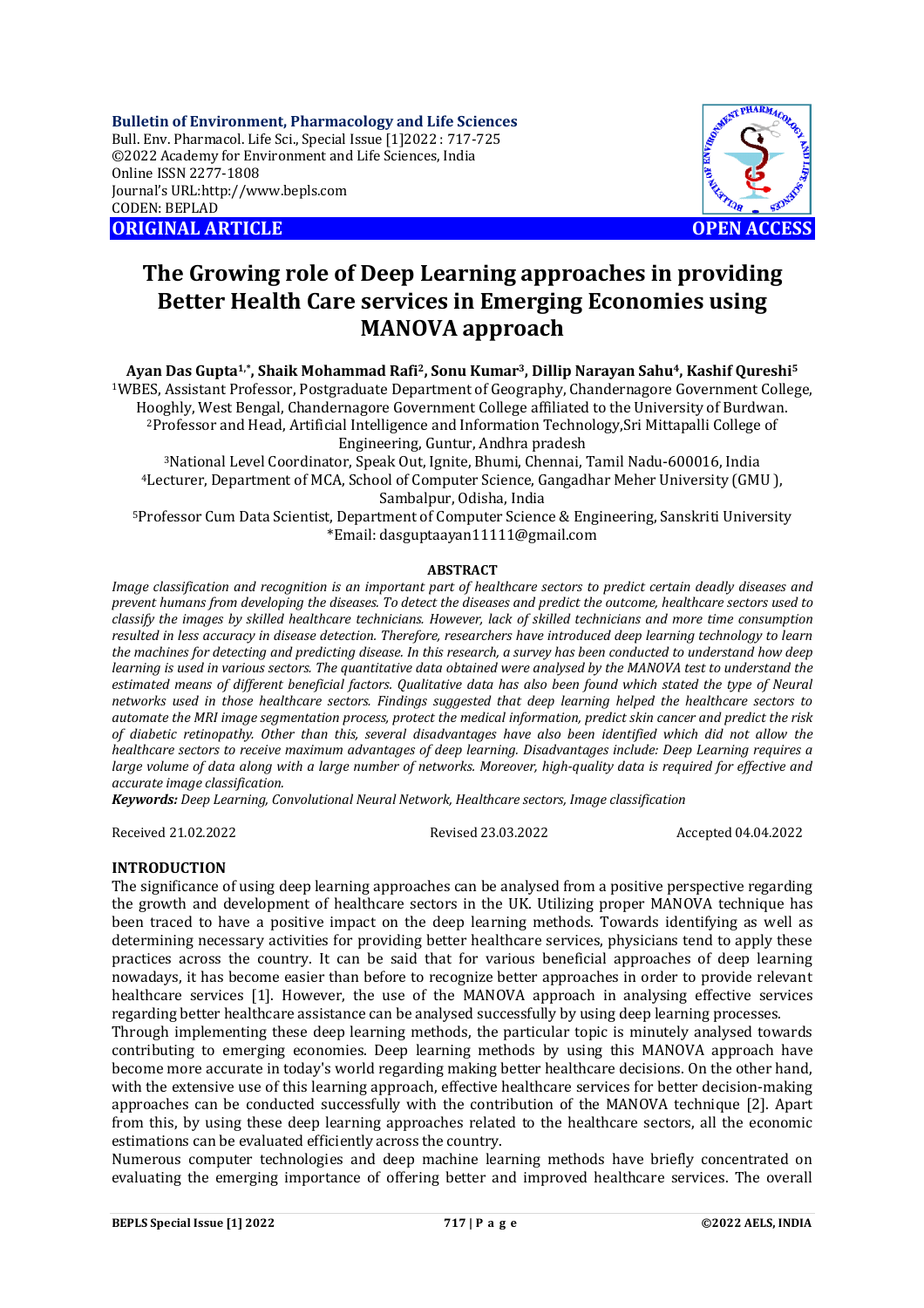**Bulletin of Environment, Pharmacology and Life Sciences**
Bull. Env. Pharmacol. Life Sci., Special Issue [1]2022 : 717-725
©2022 Academy for Environment and Life Sciences, India
Online ISSN 2277-1808
Journal's URL:http://www.bepls.com
CODEN: BEPLAD

**ORIGINAL ARTICLE** **OPEN ACCESS**

# The Growing role of Deep Learning approaches in providing Better Health Care services in Emerging Economies using MANOVA approach

**Ayan Das Gupta[1,*], Shaik Mohammad Rafi[2], Sonu Kumar[3], Dillip Narayan Sahu[4], Kashif Qureshi[5]**

[1]WBES, Assistant Professor, Postgraduate Department of Geography, Chandernagore Government College, Hooghly, West Bengal, Chandernagore Government College affiliated to the University of Burdwan.
[2]Professor and Head, Artificial Intelligence and Information Technology,Sri Mittapalli College of Engineering, Guntur, Andhra pradesh
[3]National Level Coordinator, Speak Out, Ignite, Bhumi, Chennai, Tamil Nadu-600016, India
[4]Lecturer, Department of MCA, School of Computer Science, Gangadhar Meher University (GMU ), Sambalpur, Odisha, India
[5]Professor Cum Data Scientist, Department of Computer Science & Engineering, Sanskriti University
*Email: dasguptaayan11111@gmail.com

## ABSTRACT

*Image classification and recognition is an important part of healthcare sectors to predict certain deadly diseases and prevent humans from developing the diseases. To detect the diseases and predict the outcome, healthcare sectors used to classify the images by skilled healthcare technicians. However, lack of skilled technicians and more time consumption resulted in less accuracy in disease detection. Therefore, researchers have introduced deep learning technology to learn the machines for detecting and predicting disease. In this research, a survey has been conducted to understand how deep learning is used in various sectors. The quantitative data obtained were analysed by the MANOVA test to understand the estimated means of different beneficial factors. Qualitative data has also been found which stated the type of Neural networks used in those healthcare sectors. Findings suggested that deep learning helped the healthcare sectors to automate the MRI image segmentation process, protect the medical information, predict skin cancer and predict the risk of diabetic retinopathy. Other than this, several disadvantages have also been identified which did not allow the healthcare sectors to receive maximum advantages of deep learning. Disadvantages include: Deep Learning requires a large volume of data along with a large number of networks. Moreover, high-quality data is required for effective and accurate image classification.*

***Keywords:*** *Deep Learning, Convolutional Neural Network, Healthcare sectors, Image classification*

Received 21.02.2022 Revised 23.03.2022 Accepted 04.04.2022

## INTRODUCTION

The significance of using deep learning approaches can be analysed from a positive perspective regarding the growth and development of healthcare sectors in the UK. Utilizing proper MANOVA technique has been traced to have a positive impact on the deep learning methods. Towards identifying as well as determining necessary activities for providing better healthcare services, physicians tend to apply these practices across the country. It can be said that for various beneficial approaches of deep learning nowadays, it has become easier than before to recognize better approaches in order to provide relevant healthcare services [1]. However, the use of the MANOVA approach in analysing effective services regarding better healthcare assistance can be analysed successfully by using deep learning processes.

Through implementing these deep learning methods, the particular topic is minutely analysed towards contributing to emerging economies. Deep learning methods by using this MANOVA approach have become more accurate in today's world regarding making better healthcare decisions. On the other hand, with the extensive use of this learning approach, effective healthcare services for better decision-making approaches can be conducted successfully with the contribution of the MANOVA technique [2]. Apart from this, by using these deep learning approaches related to the healthcare sectors, all the economic estimations can be evaluated efficiently across the country.

Numerous computer technologies and deep machine learning methods have briefly concentrated on evaluating the emerging importance of offering better and improved healthcare services. The overall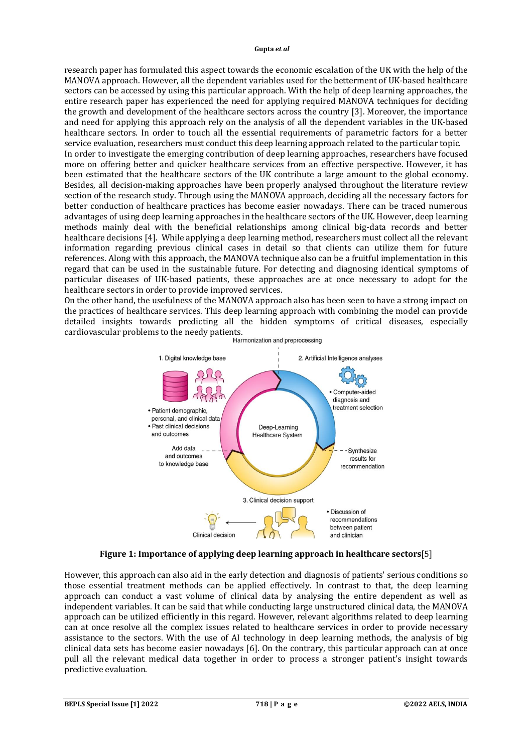research paper has formulated this aspect towards the economic escalation of the UK with the help of the MANOVA approach. However, all the dependent variables used for the betterment of UK-based healthcare sectors can be accessed by using this particular approach. With the help of deep learning approaches, the entire research paper has experienced the need for applying required MANOVA techniques for deciding the growth and development of the healthcare sectors across the country [3]. Moreover, the importance and need for applying this approach rely on the analysis of all the dependent variables in the UK-based healthcare sectors. In order to touch all the essential requirements of parametric factors for a better service evaluation, researchers must conduct this deep learning approach related to the particular topic.

In order to investigate the emerging contribution of deep learning approaches, researchers have focused more on offering better and quicker healthcare services from an effective perspective. However, it has been estimated that the healthcare sectors of the UK contribute a large amount to the global economy. Besides, all decision-making approaches have been properly analysed throughout the literature review section of the research study. Through using the MANOVA approach, deciding all the necessary factors for better conduction of healthcare practices has become easier nowadays. There can be traced numerous advantages of using deep learning approaches in the healthcare sectors of the UK. However, deep learning methods mainly deal with the beneficial relationships among clinical big-data records and better healthcare decisions [4]. While applying a deep learning method, researchers must collect all the relevant information regarding previous clinical cases in detail so that clients can utilize them for future references. Along with this approach, the MANOVA technique also can be a fruitful implementation in this regard that can be used in the sustainable future. For detecting and diagnosing identical symptoms of particular diseases of UK-based patients, these approaches are at once necessary to adopt for the healthcare sectors in order to provide improved services.

On the other hand, the usefulness of the MANOVA approach also has been seen to have a strong impact on the practices of healthcare services. This deep learning approach with combining the model can provide detailed insights towards predicting all the hidden symptoms of critical diseases, especially cardiovascular problems to the needy patients.

Harmonization and preprocessing

1. Digital knowledge base
- Patient demographic, personal, and clinical data
- Past clinical decisions and outcomes

2. Artificial Intelligence analyses
- Computer-aided diagnosis and treatment selection

Deep-Learning Healthcare System

Add data and outcomes to knowledge base

Synthesize results for recommendation

3. Clinical decision support
- Discussion of recommendations between patient and clinician

Clinical decision

**Figure 1: Importance of applying deep learning approach in healthcare sectors**[5]

However, this approach can also aid in the early detection and diagnosis of patients' serious conditions so those essential treatment methods can be applied effectively. In contrast to that, the deep learning approach can conduct a vast volume of clinical data by analysing the entire dependent as well as independent variables. It can be said that while conducting large unstructured clinical data, the MANOVA approach can be utilized efficiently in this regard. However, relevant algorithms related to deep learning can at once resolve all the complex issues related to healthcare services in order to provide necessary assistance to the sectors. With the use of AI technology in deep learning methods, the analysis of big clinical data sets has become easier nowadays [6]. On the contrary, this particular approach can at once pull all the relevant medical data together in order to process a stronger patient's insight towards predictive evaluation.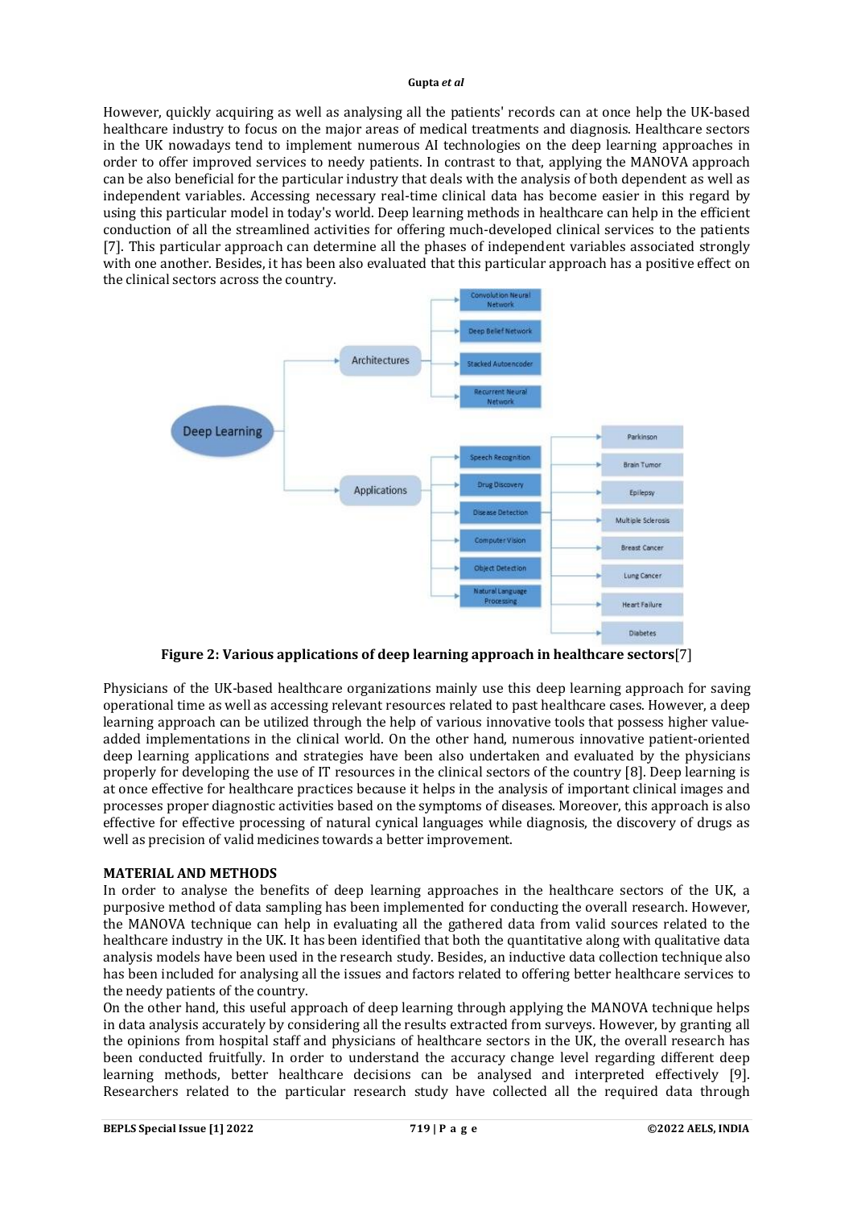However, quickly acquiring as well as analysing all the patients' records can at once help the UK-based healthcare industry to focus on the major areas of medical treatments and diagnosis. Healthcare sectors in the UK nowadays tend to implement numerous AI technologies on the deep learning approaches in order to offer improved services to needy patients. In contrast to that, applying the MANOVA approach can be also beneficial for the particular industry that deals with the analysis of both dependent as well as independent variables. Accessing necessary real-time clinical data has become easier in this regard by using this particular model in today's world. Deep learning methods in healthcare can help in the efficient conduction of all the streamlined activities for offering much-developed clinical services to the patients [7]. This particular approach can determine all the phases of independent variables associated strongly with one another. Besides, it has been also evaluated that this particular approach has a positive effect on the clinical sectors across the country.

**Figure 2: Various applications of deep learning approach in healthcare sectors**[7]

Physicians of the UK-based healthcare organizations mainly use this deep learning approach for saving operational time as well as accessing relevant resources related to past healthcare cases. However, a deep learning approach can be utilized through the help of various innovative tools that possess higher value-added implementations in the clinical world. On the other hand, numerous innovative patient-oriented deep learning applications and strategies have been also undertaken and evaluated by the physicians properly for developing the use of IT resources in the clinical sectors of the country [8]. Deep learning is at once effective for healthcare practices because it helps in the analysis of important clinical images and processes proper diagnostic activities based on the symptoms of diseases. Moreover, this approach is also effective for effective processing of natural cynical languages while diagnosis, the discovery of drugs as well as precision of valid medicines towards a better improvement.

## MATERIAL AND METHODS

In order to analyse the benefits of deep learning approaches in the healthcare sectors of the UK, a purposive method of data sampling has been implemented for conducting the overall research. However, the MANOVA technique can help in evaluating all the gathered data from valid sources related to the healthcare industry in the UK. It has been identified that both the quantitative along with qualitative data analysis models have been used in the research study. Besides, an inductive data collection technique also has been included for analysing all the issues and factors related to offering better healthcare services to the needy patients of the country.

On the other hand, this useful approach of deep learning through applying the MANOVA technique helps in data analysis accurately by considering all the results extracted from surveys. However, by granting all the opinions from hospital staff and physicians of healthcare sectors in the UK, the overall research has been conducted fruitfully. In order to understand the accuracy change level regarding different deep learning methods, better healthcare decisions can be analysed and interpreted effectively [9]. Researchers related to the particular research study have collected all the required data through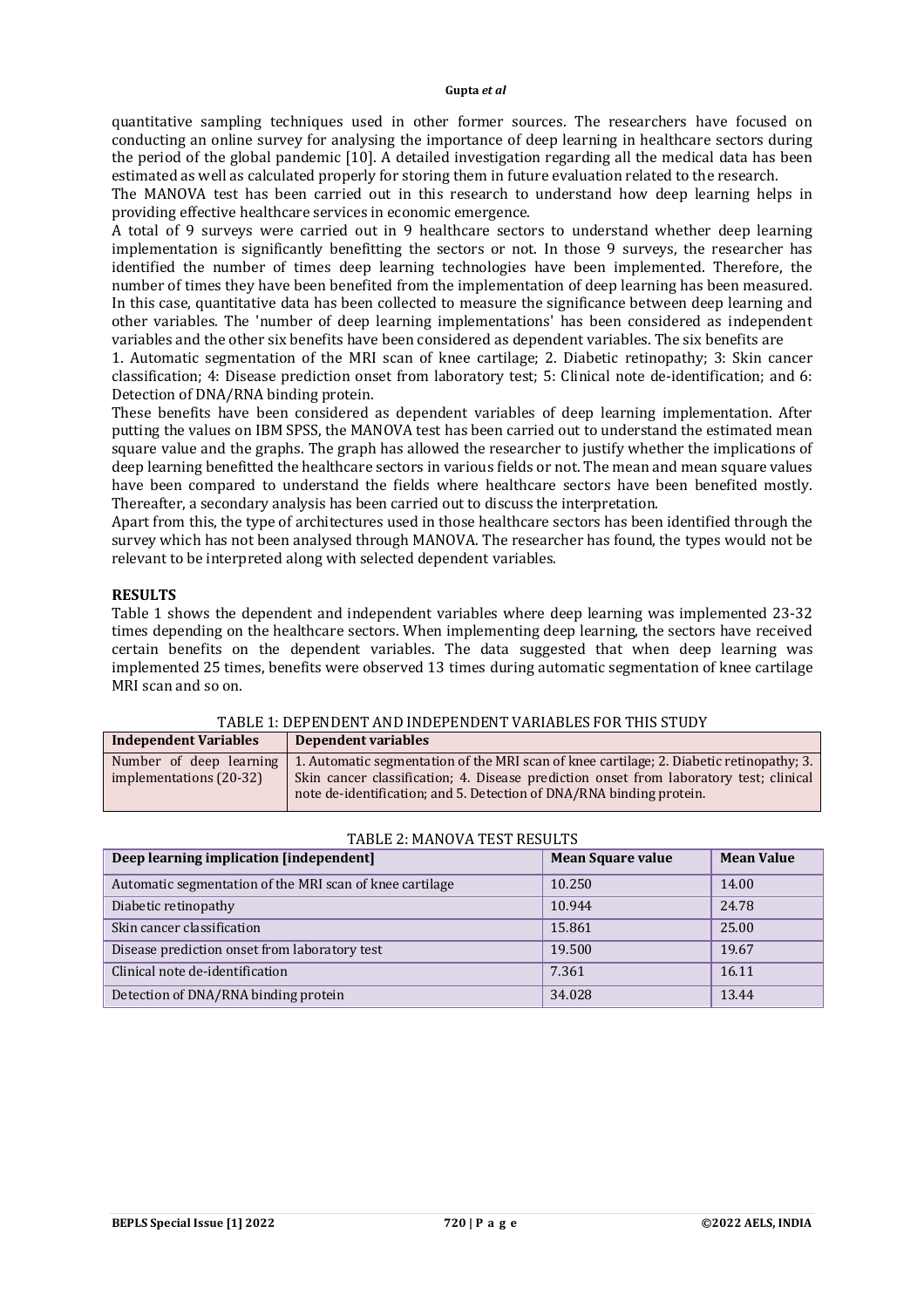quantitative sampling techniques used in other former sources. The researchers have focused on conducting an online survey for analysing the importance of deep learning in healthcare sectors during the period of the global pandemic [10]. A detailed investigation regarding all the medical data has been estimated as well as calculated properly for storing them in future evaluation related to the research.

The MANOVA test has been carried out in this research to understand how deep learning helps in providing effective healthcare services in economic emergence.

A total of 9 surveys were carried out in 9 healthcare sectors to understand whether deep learning implementation is significantly benefitting the sectors or not. In those 9 surveys, the researcher has identified the number of times deep learning technologies have been implemented. Therefore, the number of times they have been benefited from the implementation of deep learning has been measured. In this case, quantitative data has been collected to measure the significance between deep learning and other variables. The 'number of deep learning implementations' has been considered as independent variables and the other six benefits have been considered as dependent variables. The six benefits are

1. Automatic segmentation of the MRI scan of knee cartilage; 2. Diabetic retinopathy; 3: Skin cancer classification; 4: Disease prediction onset from laboratory test; 5: Clinical note de-identification; and 6: Detection of DNA/RNA binding protein.

These benefits have been considered as dependent variables of deep learning implementation. After putting the values on IBM SPSS, the MANOVA test has been carried out to understand the estimated mean square value and the graphs. The graph has allowed the researcher to justify whether the implications of deep learning benefitted the healthcare sectors in various fields or not. The mean and mean square values have been compared to understand the fields where healthcare sectors have been benefited mostly. Thereafter, a secondary analysis has been carried out to discuss the interpretation.

Apart from this, the type of architectures used in those healthcare sectors has been identified through the survey which has not been analysed through MANOVA. The researcher has found, the types would not be relevant to be interpreted along with selected dependent variables.

## RESULTS

Table 1 shows the dependent and independent variables where deep learning was implemented 23-32 times depending on the healthcare sectors. When implementing deep learning, the sectors have received certain benefits on the dependent variables. The data suggested that when deep learning was implemented 25 times, benefits were observed 13 times during automatic segmentation of knee cartilage MRI scan and so on.

TABLE 1: DEPENDENT AND INDEPENDENT VARIABLES FOR THIS STUDY

| Independent Variables | Dependent variables |
|---|---|
| Number of deep learning implementations (20-32) | 1. Automatic segmentation of the MRI scan of knee cartilage; 2. Diabetic retinopathy; 3. Skin cancer classification; 4. Disease prediction onset from laboratory test; clinical note de-identification; and 5. Detection of DNA/RNA binding protein. |

TABLE 2: MANOVA TEST RESULTS

| Deep learning implication [independent] | Mean Square value | Mean Value |
|---|---|---|
| Automatic segmentation of the MRI scan of knee cartilage | 10.250 | 14.00 |
| Diabetic retinopathy | 10.944 | 24.78 |
| Skin cancer classification | 15.861 | 25.00 |
| Disease prediction onset from laboratory test | 19.500 | 19.67 |
| Clinical note de-identification | 7.361 | 16.11 |
| Detection of DNA/RNA binding protein | 34.028 | 13.44 |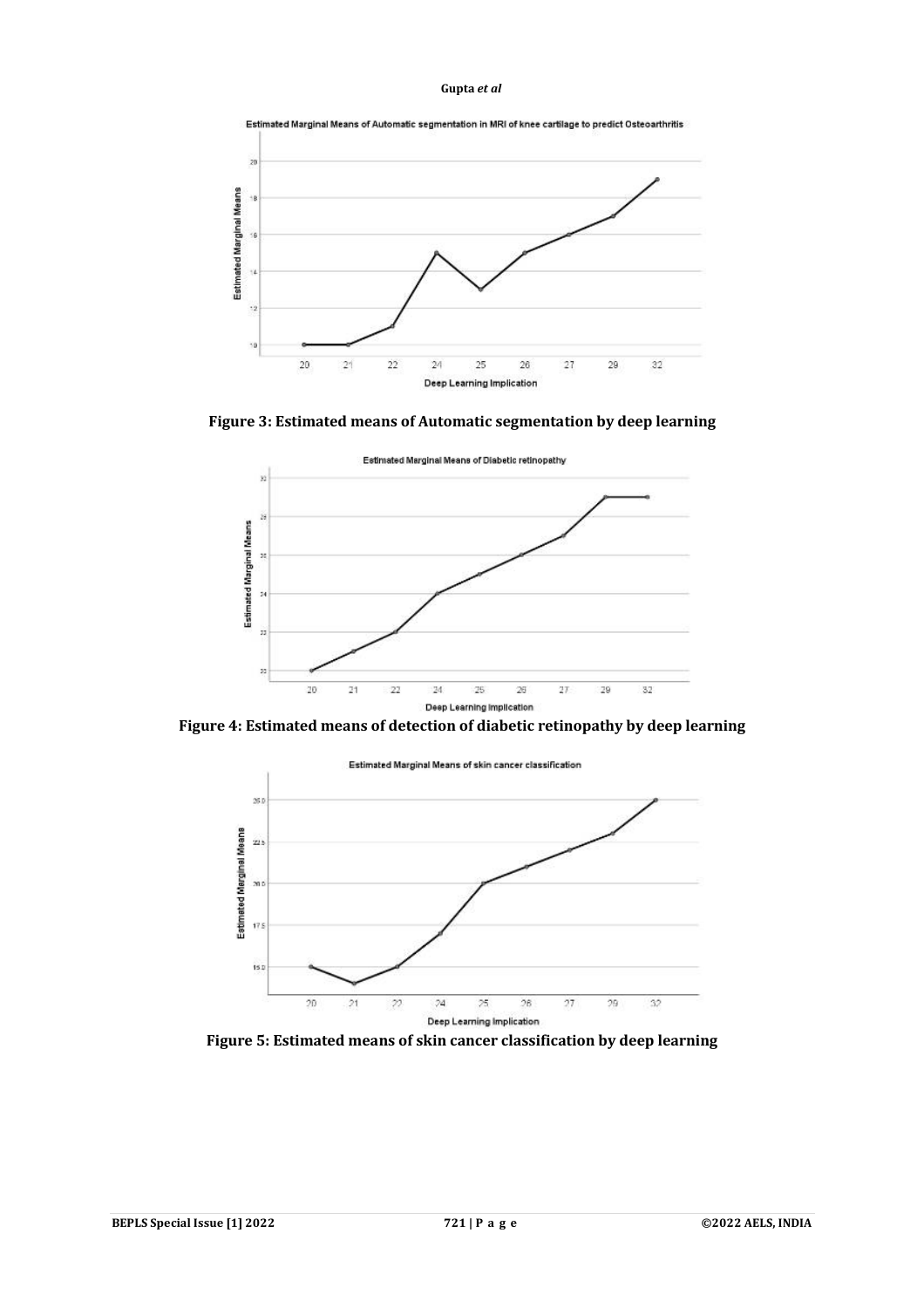Figure 3: Estimated means of Automatic segmentation by deep learning

Figure 4: Estimated means of detection of diabetic retinopathy by deep learning

Figure 5: Estimated means of skin cancer classification by deep learning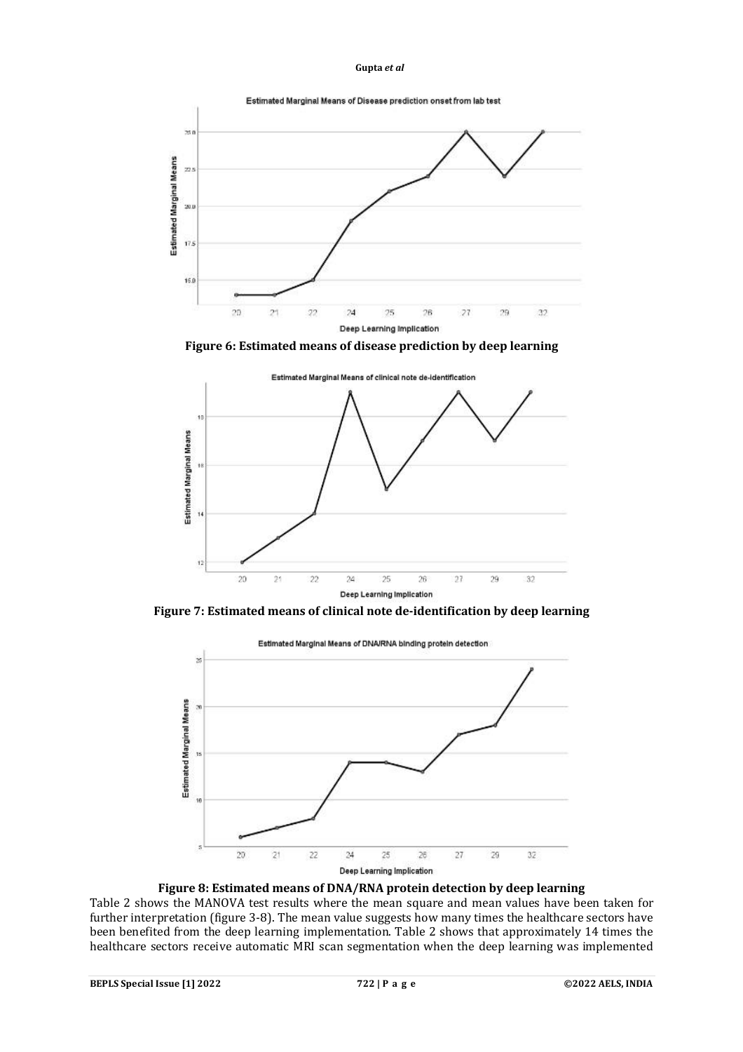**Figure 6: Estimated means of disease prediction by deep learning**

**Figure 7: Estimated means of clinical note de-identification by deep learning**

**Figure 8: Estimated means of DNA/RNA protein detection by deep learning**

Table 2 shows the MANOVA test results where the mean square and mean values have been taken for further interpretation (figure 3-8). The mean value suggests how many times the healthcare sectors have been benefited from the deep learning implementation. Table 2 shows that approximately 14 times the healthcare sectors receive automatic MRI scan segmentation when the deep learning was implemented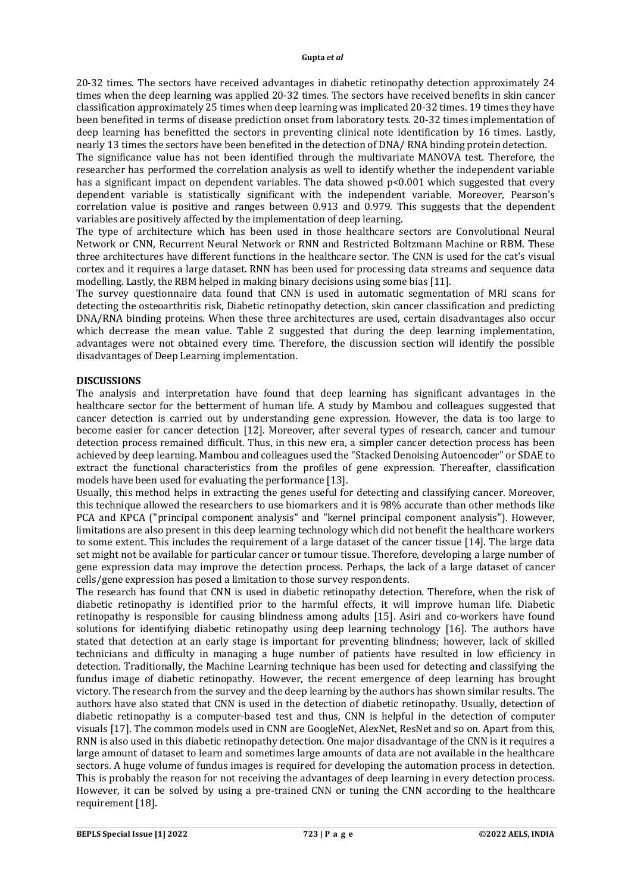20-32 times. The sectors have received advantages in diabetic retinopathy detection approximately 24 times when the deep learning was applied 20-32 times. The sectors have received benefits in skin cancer classification approximately 25 times when deep learning was implicated 20-32 times. 19 times they have been benefited in terms of disease prediction onset from laboratory tests. 20-32 times implementation of deep learning has benefitted the sectors in preventing clinical note identification by 16 times. Lastly, nearly 13 times the sectors have been benefited in the detection of DNA/ RNA binding protein detection.

The significance value has not been identified through the multivariate MANOVA test. Therefore, the researcher has performed the correlation analysis as well to identify whether the independent variable has a significant impact on dependent variables. The data showed $p<0.001$ which suggested that every dependent variable is statistically significant with the independent variable. Moreover, Pearson's correlation value is positive and ranges between 0.913 and 0.979. This suggests that the dependent variables are positively affected by the implementation of deep learning.

The type of architecture which has been used in those healthcare sectors are Convolutional Neural Network or CNN, Recurrent Neural Network or RNN and Restricted Boltzmann Machine or RBM. These three architectures have different functions in the healthcare sector. The CNN is used for the cat's visual cortex and it requires a large dataset. RNN has been used for processing data streams and sequence data modelling. Lastly, the RBM helped in making binary decisions using some bias [11].

The survey questionnaire data found that CNN is used in automatic segmentation of MRI scans for detecting the osteoarthritis risk, Diabetic retinopathy detection, skin cancer classification and predicting DNA/RNA binding proteins. When these three architectures are used, certain disadvantages also occur which decrease the mean value. Table 2 suggested that during the deep learning implementation, advantages were not obtained every time. Therefore, the discussion section will identify the possible disadvantages of Deep Learning implementation.

## DISCUSSIONS

The analysis and interpretation have found that deep learning has significant advantages in the healthcare sector for the betterment of human life. A study by Mambou and colleagues suggested that cancer detection is carried out by understanding gene expression. However, the data is too large to become easier for cancer detection [12]. Moreover, after several types of research, cancer and tumour detection process remained difficult. Thus, in this new era, a simpler cancer detection process has been achieved by deep learning. Mambou and colleagues used the "Stacked Denoising Autoencoder" or SDAE to extract the functional characteristics from the profiles of gene expression. Thereafter, classification models have been used for evaluating the performance [13].

Usually, this method helps in extracting the genes useful for detecting and classifying cancer. Moreover, this technique allowed the researchers to use biomarkers and it is 98% accurate than other methods like PCA and KPCA ("principal component analysis" and "kernel principal component analysis"). However, limitations are also present in this deep learning technology which did not benefit the healthcare workers to some extent. This includes the requirement of a large dataset of the cancer tissue [14]. The large data set might not be available for particular cancer or tumour tissue. Therefore, developing a large number of gene expression data may improve the detection process. Perhaps, the lack of a large dataset of cancer cells/gene expression has posed a limitation to those survey respondents.

The research has found that CNN is used in diabetic retinopathy detection. Therefore, when the risk of diabetic retinopathy is identified prior to the harmful effects, it will improve human life. Diabetic retinopathy is responsible for causing blindness among adults [15]. Asiri and co-workers have found solutions for identifying diabetic retinopathy using deep learning technology [16]. The authors have stated that detection at an early stage is important for preventing blindness; however, lack of skilled technicians and difficulty in managing a huge number of patients have resulted in low efficiency in detection. Traditionally, the Machine Learning technique has been used for detecting and classifying the fundus image of diabetic retinopathy. However, the recent emergence of deep learning has brought victory. The research from the survey and the deep learning by the authors has shown similar results. The authors have also stated that CNN is used in the detection of diabetic retinopathy. Usually, detection of diabetic retinopathy is a computer-based test and thus, CNN is helpful in the detection of computer visuals [17]. The common models used in CNN are GoogleNet, AlexNet, ResNet and so on. Apart from this, RNN is also used in this diabetic retinopathy detection. One major disadvantage of the CNN is it requires a large amount of dataset to learn and sometimes large amounts of data are not available in the healthcare sectors. A huge volume of fundus images is required for developing the automation process in detection. This is probably the reason for not receiving the advantages of deep learning in every detection process. However, it can be solved by using a pre-trained CNN or tuning the CNN according to the healthcare requirement [18].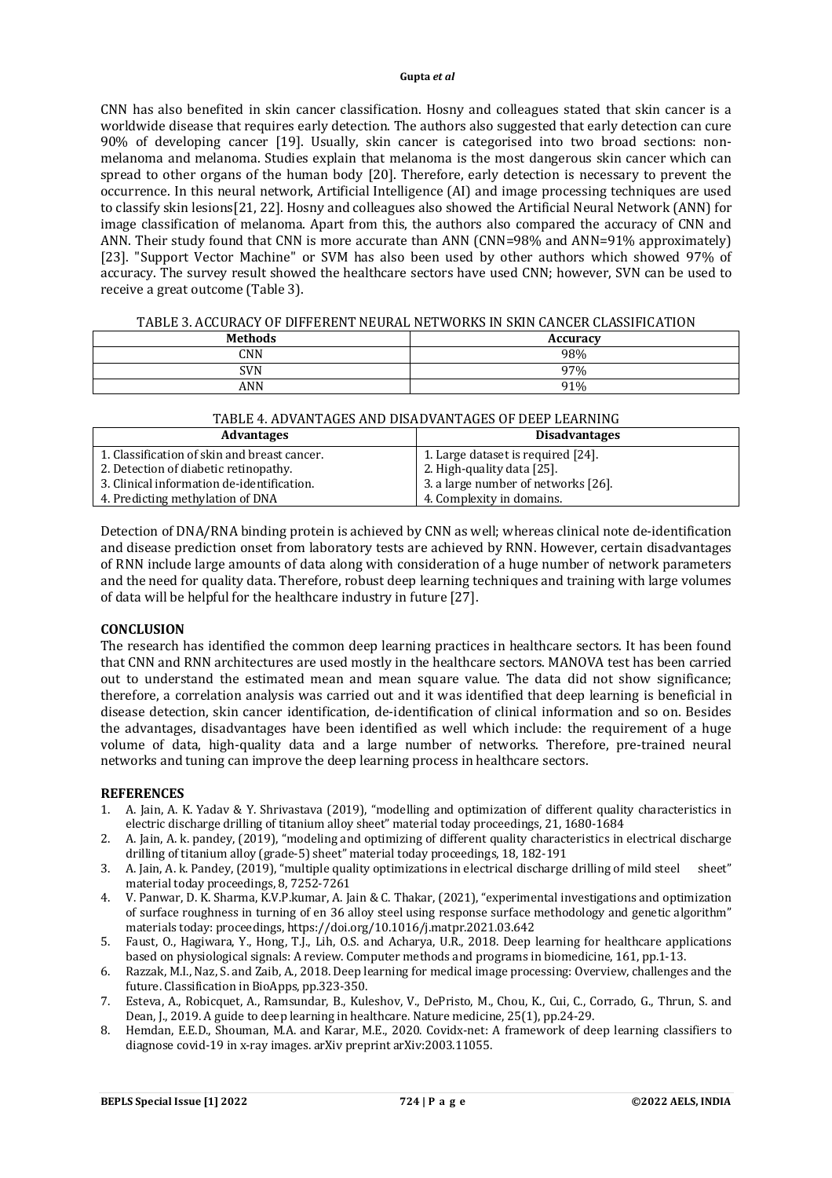CNN has also benefited in skin cancer classification. Hosny and colleagues stated that skin cancer is a worldwide disease that requires early detection. The authors also suggested that early detection can cure 90% of developing cancer [19]. Usually, skin cancer is categorised into two broad sections: non-melanoma and melanoma. Studies explain that melanoma is the most dangerous skin cancer which can spread to other organs of the human body [20]. Therefore, early detection is necessary to prevent the occurrence. In this neural network, Artificial Intelligence (AI) and image processing techniques are used to classify skin lesions[21, 22]. Hosny and colleagues also showed the Artificial Neural Network (ANN) for image classification of melanoma. Apart from this, the authors also compared the accuracy of CNN and ANN. Their study found that CNN is more accurate than ANN (CNN=98% and ANN=91% approximately) [23]. "Support Vector Machine" or SVM has also been used by other authors which showed 97% of accuracy. The survey result showed the healthcare sectors have used CNN; however, SVN can be used to receive a great outcome (Table 3).

TABLE 3. ACCURACY OF DIFFERENT NEURAL NETWORKS IN SKIN CANCER CLASSIFICATION

| Methods | Accuracy |
|---|---|
| CNN | 98% |
| SVN | 97% |
| ANN | 91% |

TABLE 4. ADVANTAGES AND DISADVANTAGES OF DEEP LEARNING

| Advantages | Disadvantages |
|---|---|
| 1. Classification of skin and breast cancer.<br>2. Detection of diabetic retinopathy.<br>3. Clinical information de-identification.<br>4. Predicting methylation of DNA | 1. Large dataset is required [24].<br>2. High-quality data [25].<br>3. a large number of networks [26].<br>4. Complexity in domains. |

Detection of DNA/RNA binding protein is achieved by CNN as well; whereas clinical note de-identification and disease prediction onset from laboratory tests are achieved by RNN. However, certain disadvantages of RNN include large amounts of data along with consideration of a huge number of network parameters and the need for quality data. Therefore, robust deep learning techniques and training with large volumes of data will be helpful for the healthcare industry in future [27].

## CONCLUSION

The research has identified the common deep learning practices in healthcare sectors. It has been found that CNN and RNN architectures are used mostly in the healthcare sectors. MANOVA test has been carried out to understand the estimated mean and mean square value. The data did not show significance; therefore, a correlation analysis was carried out and it was identified that deep learning is beneficial in disease detection, skin cancer identification, de-identification of clinical information and so on. Besides the advantages, disadvantages have been identified as well which include: the requirement of a huge volume of data, high-quality data and a large number of networks. Therefore, pre-trained neural networks and tuning can improve the deep learning process in healthcare sectors.

## REFERENCES

1. A. Jain, A. K. Yadav & Y. Shrivastava (2019), "modelling and optimization of different quality characteristics in electric discharge drilling of titanium alloy sheet" material today proceedings, 21, 1680-1684
2. A. Jain, A. k. pandey, (2019), "modeling and optimizing of different quality characteristics in electrical discharge drilling of titanium alloy (grade-5) sheet" material today proceedings, 18, 182-191
3. A. Jain, A. k. Pandey, (2019), "multiple quality optimizations in electrical discharge drilling of mild steel sheet" material today proceedings, 8, 7252-7261
4. V. Panwar, D. K. Sharma, K.V.P.kumar, A. Jain & C. Thakar, (2021), "experimental investigations and optimization of surface roughness in turning of en 36 alloy steel using response surface methodology and genetic algorithm" materials today: proceedings, https://doi.org/10.1016/j.matpr.2021.03.642
5. Faust, O., Hagiwara, Y., Hong, T.J., Lih, O.S. and Acharya, U.R., 2018. Deep learning for healthcare applications based on physiological signals: A review. Computer methods and programs in biomedicine, 161, pp.1-13.
6. Razzak, M.I., Naz, S. and Zaib, A., 2018. Deep learning for medical image processing: Overview, challenges and the future. Classification in BioApps, pp.323-350.
7. Esteva, A., Robicquet, A., Ramsundar, B., Kuleshov, V., DePristo, M., Chou, K., Cui, C., Corrado, G., Thrun, S. and Dean, J., 2019. A guide to deep learning in healthcare. Nature medicine, 25(1), pp.24-29.
8. Hemdan, E.E.D., Shouman, M.A. and Karar, M.E., 2020. Covidx-net: A framework of deep learning classifiers to diagnose covid-19 in x-ray images. arXiv preprint arXiv:2003.11055.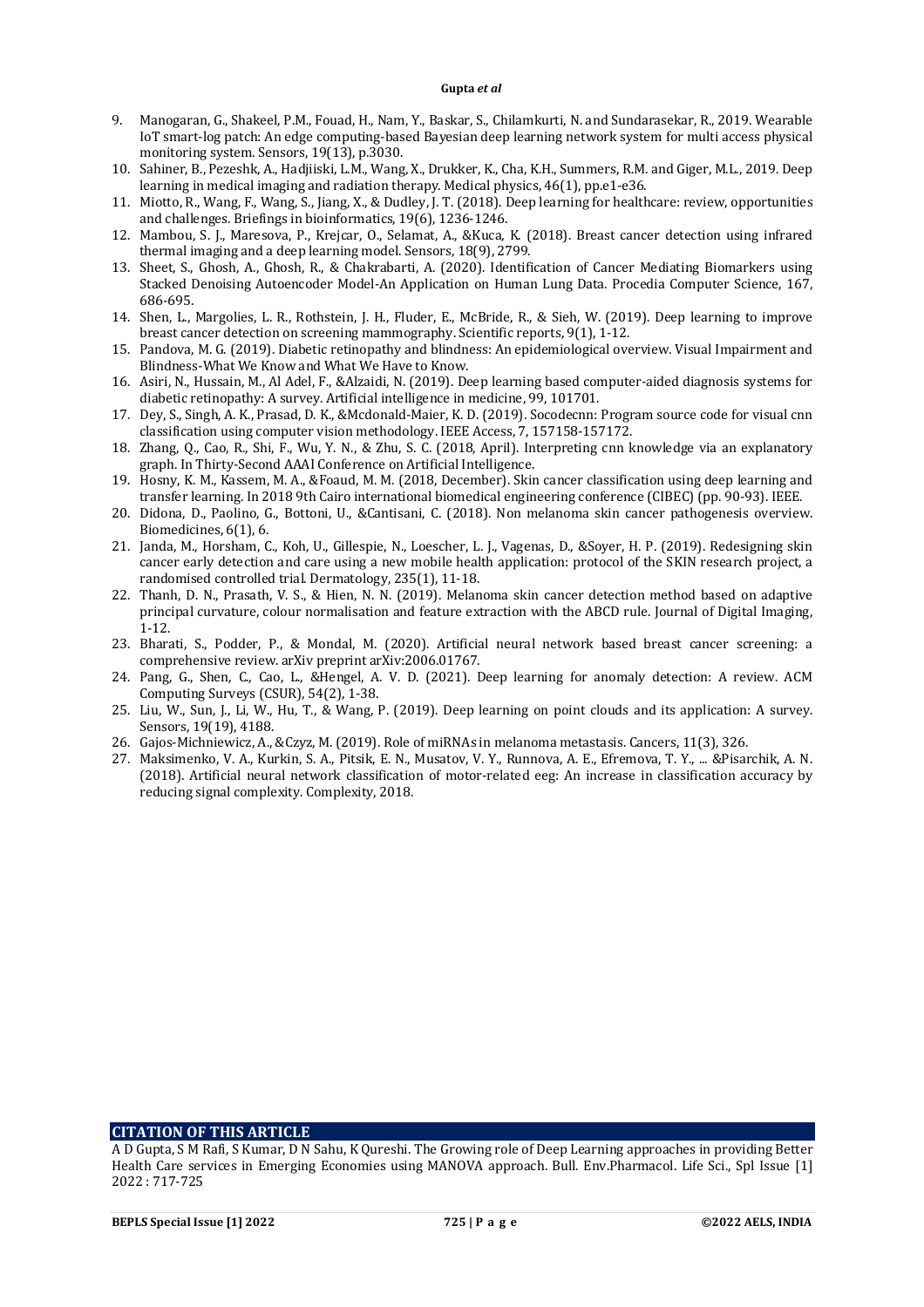9. Manogaran, G., Shakeel, P.M., Fouad, H., Nam, Y., Baskar, S., Chilamkurti, N. and Sundarasekar, R., 2019. Wearable IoT smart-log patch: An edge computing-based Bayesian deep learning network system for multi access physical monitoring system. Sensors, 19(13), p.3030.
10. Sahiner, B., Pezeshk, A., Hadjiiski, L.M., Wang, X., Drukker, K., Cha, K.H., Summers, R.M. and Giger, M.L., 2019. Deep learning in medical imaging and radiation therapy. Medical physics, 46(1), pp.e1-e36.
11. Miotto, R., Wang, F., Wang, S., Jiang, X., & Dudley, J. T. (2018). Deep learning for healthcare: review, opportunities and challenges. Briefings in bioinformatics, 19(6), 1236-1246.
12. Mambou, S. J., Maresova, P., Krejcar, O., Selamat, A., &Kuca, K. (2018). Breast cancer detection using infrared thermal imaging and a deep learning model. Sensors, 18(9), 2799.
13. Sheet, S., Ghosh, A., Ghosh, R., & Chakrabarti, A. (2020). Identification of Cancer Mediating Biomarkers using Stacked Denoising Autoencoder Model-An Application on Human Lung Data. Procedia Computer Science, 167, 686-695.
14. Shen, L., Margolies, L. R., Rothstein, J. H., Fluder, E., McBride, R., & Sieh, W. (2019). Deep learning to improve breast cancer detection on screening mammography. Scientific reports, 9(1), 1-12.
15. Pandova, M. G. (2019). Diabetic retinopathy and blindness: An epidemiological overview. Visual Impairment and Blindness-What We Know and What We Have to Know.
16. Asiri, N., Hussain, M., Al Adel, F., &Alzaidi, N. (2019). Deep learning based computer-aided diagnosis systems for diabetic retinopathy: A survey. Artificial intelligence in medicine, 99, 101701.
17. Dey, S., Singh, A. K., Prasad, D. K., &Mcdonald-Maier, K. D. (2019). Socodecnn: Program source code for visual cnn classification using computer vision methodology. IEEE Access, 7, 157158-157172.
18. Zhang, Q., Cao, R., Shi, F., Wu, Y. N., & Zhu, S. C. (2018, April). Interpreting cnn knowledge via an explanatory graph. In Thirty-Second AAAI Conference on Artificial Intelligence.
19. Hosny, K. M., Kassem, M. A., &Foaud, M. M. (2018, December). Skin cancer classification using deep learning and transfer learning. In 2018 9th Cairo international biomedical engineering conference (CIBEC) (pp. 90-93). IEEE.
20. Didona, D., Paolino, G., Bottoni, U., &Cantisani, C. (2018). Non melanoma skin cancer pathogenesis overview. Biomedicines, 6(1), 6.
21. Janda, M., Horsham, C., Koh, U., Gillespie, N., Loescher, L. J., Vagenas, D., &Soyer, H. P. (2019). Redesigning skin cancer early detection and care using a new mobile health application: protocol of the SKIN research project, a randomised controlled trial. Dermatology, 235(1), 11-18.
22. Thanh, D. N., Prasath, V. S., & Hien, N. N. (2019). Melanoma skin cancer detection method based on adaptive principal curvature, colour normalisation and feature extraction with the ABCD rule. Journal of Digital Imaging, 1-12.
23. Bharati, S., Podder, P., & Mondal, M. (2020). Artificial neural network based breast cancer screening: a comprehensive review. arXiv preprint arXiv:2006.01767.
24. Pang, G., Shen, C., Cao, L., &Hengel, A. V. D. (2021). Deep learning for anomaly detection: A review. ACM Computing Surveys (CSUR), 54(2), 1-38.
25. Liu, W., Sun, J., Li, W., Hu, T., & Wang, P. (2019). Deep learning on point clouds and its application: A survey. Sensors, 19(19), 4188.
26. Gajos-Michniewicz, A., &Czyz, M. (2019). Role of miRNAs in melanoma metastasis. Cancers, 11(3), 326.
27. Maksimenko, V. A., Kurkin, S. A., Pitsik, E. N., Musatov, V. Y., Runnova, A. E., Efremova, T. Y., ... &Pisarchik, A. N. (2018). Artificial neural network classification of motor-related eeg: An increase in classification accuracy by reducing signal complexity. Complexity, 2018.

## CITATION OF THIS ARTICLE

A D Gupta, S M Rafi, S Kumar, D N Sahu, K Qureshi. The Growing role of Deep Learning approaches in providing Better Health Care services in Emerging Economies using MANOVA approach. Bull. Env.Pharmacol. Life Sci., Spl Issue [1] 2022 : 717-725